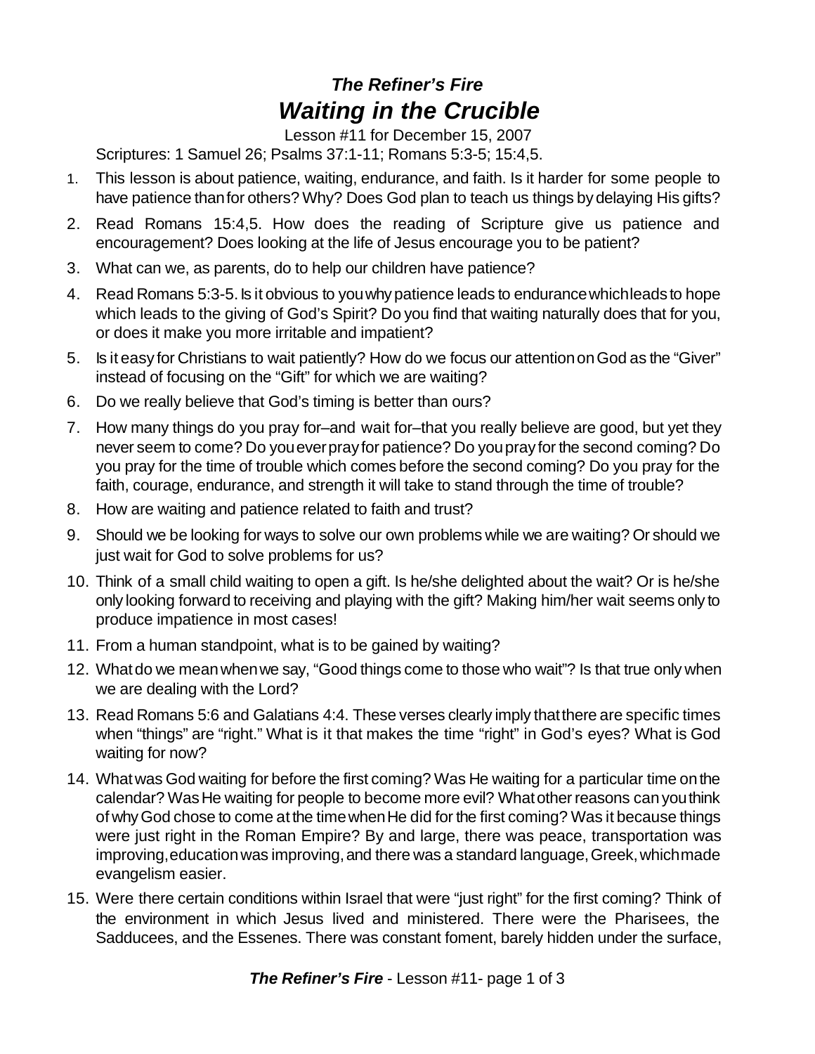# *The Refiner's Fire*

# *Waiting in the Crucible*

Lesson #11 for December 15, 2007

Scriptures: 1 Samuel 26; Psalms 37:1-11; Romans 5:3-5; 15:4,5.

1. This lesson is about patience, waiting, endurance, and faith. Is it harder for some people to have patience than for others? Why? Does God plan to teach us things by delaying His gifts?
2. Read Romans 15:4,5. How does the reading of Scripture give us patience and encouragement? Does looking at the life of Jesus encourage you to be patient?
3. What can we, as parents, do to help our children have patience?
4. Read Romans 5:3-5. Is it obvious to you why patience leads to endurance which leads to hope which leads to the giving of God's Spirit? Do you find that waiting naturally does that for you, or does it make you more irritable and impatient?
5. Is it easy for Christians to wait patiently? How do we focus our attention on God as the "Giver" instead of focusing on the "Gift" for which we are waiting?
6. Do we really believe that God's timing is better than ours?
7. How many things do you pray for–and wait for–that you really believe are good, but yet they never seem to come? Do you ever pray for patience? Do you pray for the second coming? Do you pray for the time of trouble which comes before the second coming? Do you pray for the faith, courage, endurance, and strength it will take to stand through the time of trouble?
8. How are waiting and patience related to faith and trust?
9. Should we be looking for ways to solve our own problems while we are waiting? Or should we just wait for God to solve problems for us?
10. Think of a small child waiting to open a gift. Is he/she delighted about the wait? Or is he/she only looking forward to receiving and playing with the gift? Making him/her wait seems only to produce impatience in most cases!
11. From a human standpoint, what is to be gained by waiting?
12. What do we mean when we say, "Good things come to those who wait"? Is that true only when we are dealing with the Lord?
13. Read Romans 5:6 and Galatians 4:4. These verses clearly imply that there are specific times when "things" are "right." What is it that makes the time "right" in God's eyes? What is God waiting for now?
14. What was God waiting for before the first coming? Was He waiting for a particular time on the calendar? Was He waiting for people to become more evil? What other reasons can you think of why God chose to come at the time when He did for the first coming? Was it because things were just right in the Roman Empire? By and large, there was peace, transportation was improving, education was improving, and there was a standard language, Greek, which made evangelism easier.
15. Were there certain conditions within Israel that were "just right" for the first coming? Think of the environment in which Jesus lived and ministered. There were the Pharisees, the Sadducees, and the Essenes. There was constant foment, barely hidden under the surface,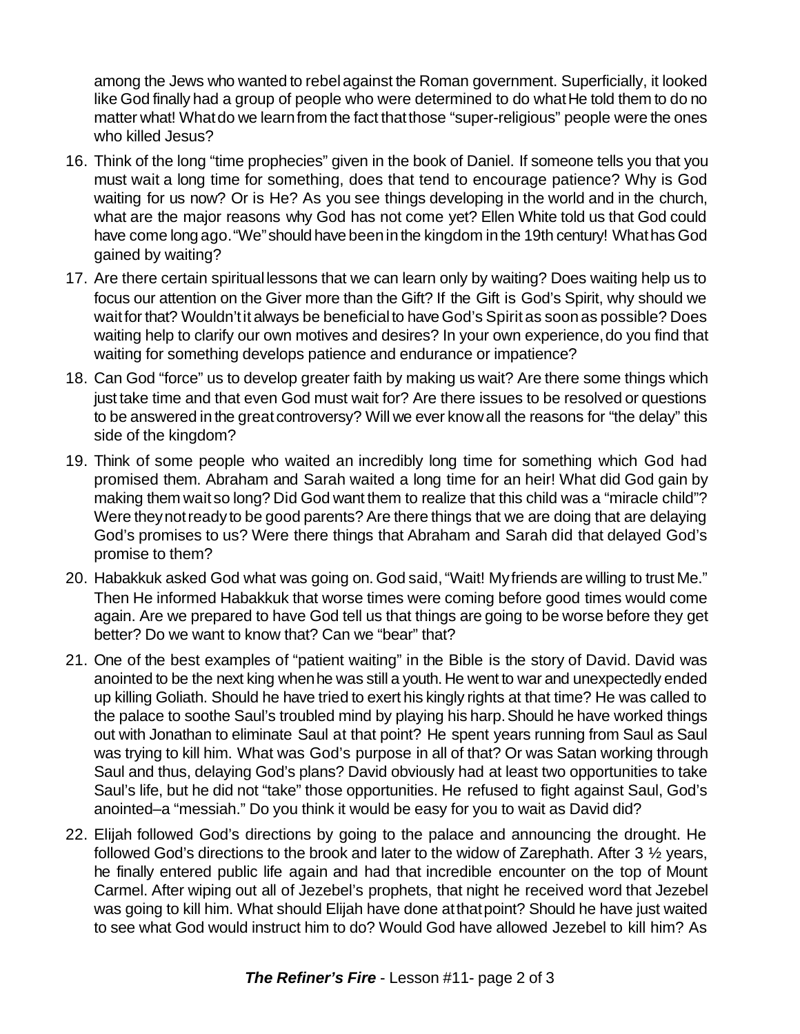among the Jews who wanted to rebel against the Roman government. Superficially, it looked like God finally had a group of people who were determined to do what He told them to do no matter what! What do we learn from the fact that those "super-religious" people were the ones who killed Jesus?

16. Think of the long "time prophecies" given in the book of Daniel. If someone tells you that you must wait a long time for something, does that tend to encourage patience? Why is God waiting for us now? Or is He? As you see things developing in the world and in the church, what are the major reasons why God has not come yet? Ellen White told us that God could have come long ago. "We" should have been in the kingdom in the 19th century! What has God gained by waiting?
17. Are there certain spiritual lessons that we can learn only by waiting? Does waiting help us to focus our attention on the Giver more than the Gift? If the Gift is God's Spirit, why should we wait for that? Wouldn't it always be beneficial to have God's Spirit as soon as possible? Does waiting help to clarify our own motives and desires? In your own experience, do you find that waiting for something develops patience and endurance or impatience?
18. Can God "force" us to develop greater faith by making us wait? Are there some things which just take time and that even God must wait for? Are there issues to be resolved or questions to be answered in the great controversy? Will we ever know all the reasons for "the delay" this side of the kingdom?
19. Think of some people who waited an incredibly long time for something which God had promised them. Abraham and Sarah waited a long time for an heir! What did God gain by making them wait so long? Did God want them to realize that this child was a "miracle child"? Were they not ready to be good parents? Are there things that we are doing that are delaying God's promises to us? Were there things that Abraham and Sarah did that delayed God's promise to them?
20. Habakkuk asked God what was going on. God said, "Wait! My friends are willing to trust Me." Then He informed Habakkuk that worse times were coming before good times would come again. Are we prepared to have God tell us that things are going to be worse before they get better? Do we want to know that? Can we "bear" that?
21. One of the best examples of "patient waiting" in the Bible is the story of David. David was anointed to be the next king when he was still a youth. He went to war and unexpectedly ended up killing Goliath. Should he have tried to exert his kingly rights at that time? He was called to the palace to soothe Saul's troubled mind by playing his harp. Should he have worked things out with Jonathan to eliminate Saul at that point? He spent years running from Saul as Saul was trying to kill him. What was God's purpose in all of that? Or was Satan working through Saul and thus, delaying God's plans? David obviously had at least two opportunities to take Saul's life, but he did not "take" those opportunities. He refused to fight against Saul, God's anointed–a "messiah." Do you think it would be easy for you to wait as David did?
22. Elijah followed God's directions by going to the palace and announcing the drought. He followed God's directions to the brook and later to the widow of Zarephath. After 3 ½ years, he finally entered public life again and had that incredible encounter on the top of Mount Carmel. After wiping out all of Jezebel's prophets, that night he received word that Jezebel was going to kill him. What should Elijah have done at that point? Should he have just waited to see what God would instruct him to do? Would God have allowed Jezebel to kill him? As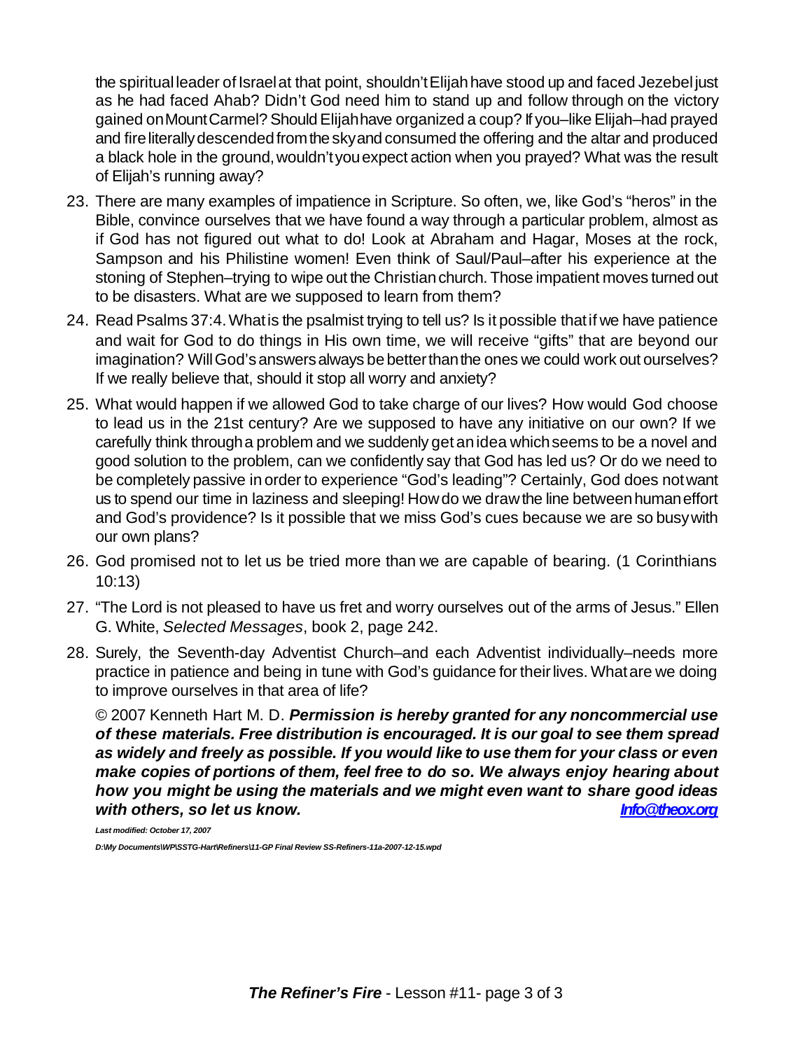the spiritual leader of Israel at that point, shouldn't Elijah have stood up and faced Jezebel just as he had faced Ahab? Didn't God need him to stand up and follow through on the victory gained on Mount Carmel? Should Elijah have organized a coup? If you–like Elijah–had prayed and fire literally descended from the sky and consumed the offering and the altar and produced a black hole in the ground, wouldn't you expect action when you prayed? What was the result of Elijah's running away?

23. There are many examples of impatience in Scripture. So often, we, like God's "heros" in the Bible, convince ourselves that we have found a way through a particular problem, almost as if God has not figured out what to do! Look at Abraham and Hagar, Moses at the rock, Sampson and his Philistine women! Even think of Saul/Paul–after his experience at the stoning of Stephen–trying to wipe out the Christian church. Those impatient moves turned out to be disasters. What are we supposed to learn from them?
24. Read Psalms 37:4. What is the psalmist trying to tell us? Is it possible that if we have patience and wait for God to do things in His own time, we will receive "gifts" that are beyond our imagination? Will God's answers always be better than the ones we could work out ourselves? If we really believe that, should it stop all worry and anxiety?
25. What would happen if we allowed God to take charge of our lives? How would God choose to lead us in the 21st century? Are we supposed to have any initiative on our own? If we carefully think through a problem and we suddenly get an idea which seems to be a novel and good solution to the problem, can we confidently say that God has led us? Or do we need to be completely passive in order to experience "God's leading"? Certainly, God does not want us to spend our time in laziness and sleeping! How do we draw the line between human effort and God's providence? Is it possible that we miss God's cues because we are so busy with our own plans?
26. God promised not to let us be tried more than we are capable of bearing. (1 Corinthians 10:13)
27. "The Lord is not pleased to have us fret and worry ourselves out of the arms of Jesus." Ellen G. White, *Selected Messages*, book 2, page 242.
28. Surely, the Seventh-day Adventist Church–and each Adventist individually–needs more practice in patience and being in tune with God's guidance for their lives. What are we doing to improve ourselves in that area of life?

© 2007 Kenneth Hart M. D. ***Permission is hereby granted for any noncommercial use of these materials. Free distribution is encouraged. It is our goal to see them spread as widely and freely as possible. If you would like to use them for your class or even make copies of portions of them, feel free to do so. We always enjoy hearing about how you might be using the materials and we might even want to share good ideas with others, so let us know.*** ***Info@theox.org***

***Last modified: October 17, 2007***

***D:\My Documents\WP\SSTG-Hart\Refiners\11-GP Final Review SS-Refiners-11a-2007-12-15.wpd***